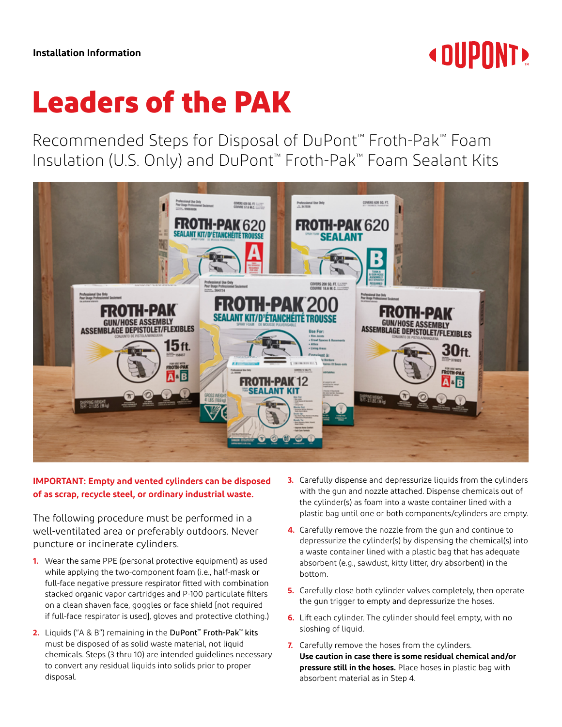Installation Information

# Leaders of the PAK

## Recommended Steps for Disposal of DuPont™ Froth-Pak™ Foam Insulation (U.S. Only) and DuPont™ Froth-Pak™ Foam Sealant Kits

**IMPORTANT: Empty and vented cylinders can be disposed of as scrap, recycle steel, or ordinary industrial waste.**

The following procedure must be performed in a well-ventilated area or preferably outdoors. Never puncture or incinerate cylinders.

1. Wear the same PPE (personal protective equipment) as used while applying the two-component foam (i.e., half-mask or full-face negative pressure respirator fitted with combination stacked organic vapor cartridges and P-100 particulate filters on a clean shaven face, goggles or face shield [not required if full-face respirator is used], gloves and protective clothing.)
2. Liquids ("A & B") remaining in the DuPont™ Froth-Pak™ kits must be disposed of as solid waste material, not liquid chemicals. Steps (3 thru 10) are intended guidelines necessary to convert any residual liquids into solids prior to proper disposal.
3. Carefully dispense and depressurize liquids from the cylinders with the gun and nozzle attached. Dispense chemicals out of the cylinder(s) as foam into a waste container lined with a plastic bag until one or both components/cylinders are empty.
4. Carefully remove the nozzle from the gun and continue to depressurize the cylinder(s) by dispensing the chemical(s) into a waste container lined with a plastic bag that has adequate absorbent (e.g., sawdust, kitty litter, dry absorbent) in the bottom.
5. Carefully close both cylinder valves completely, then operate the gun trigger to empty and depressurize the hoses.
6. Lift each cylinder. The cylinder should feel empty, with no sloshing of liquid.
7. Carefully remove the hoses from the cylinders. **Use caution in case there is some residual chemical and/or pressure still in the hoses.** Place hoses in plastic bag with absorbent material as in Step 4.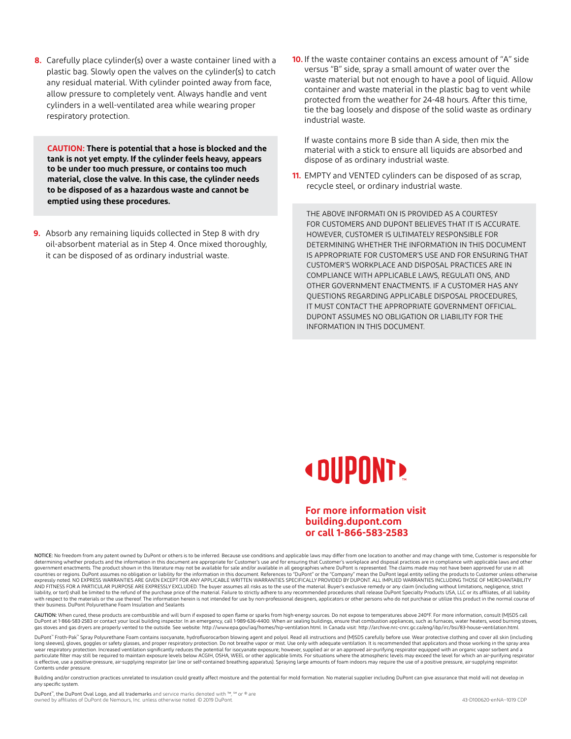8. Carefully place cylinder(s) over a waste container lined with a plastic bag. Slowly open the valves on the cylinder(s) to catch any residual material. With cylinder pointed away from face, allow pressure to completely vent. Always handle and vent cylinders in a well-ventilated area while wearing proper respiratory protection.

> **CAUTION: There is potential that a hose is blocked and the tank is not yet empty. If the cylinder feels heavy, appears to be under too much pressure, or contains too much material, close the valve. In this case, the cylinder needs to be disposed of as a hazardous waste and cannot be emptied using these procedures.**

9. Absorb any remaining liquids collected in Step 8 with dry oil-absorbent material as in Step 4. Once mixed thoroughly, it can be disposed of as ordinary industrial waste.

10. If the waste container contains an excess amount of "A" side versus "B" side, spray a small amount of water over the waste material but not enough to have a pool of liquid. Allow container and waste material in the plastic bag to vent while protected from the weather for 24-48 hours. After this time, tie the bag loosely and dispose of the solid waste as ordinary industrial waste.

    If waste contains more B side than A side, then mix the material with a stick to ensure all liquids are absorbed and dispose of as ordinary industrial waste.

11. EMPTY and VENTED cylinders can be disposed of as scrap, recycle steel, or ordinary industrial waste.

> THE ABOVE INFORMATI ON IS PROVIDED AS A COURTESY FOR CUSTOMERS AND DUPONT BELIEVES THAT IT IS ACCURATE. HOWEVER, CUSTOMER IS ULTIMATELY RESPONSIBLE FOR DETERMINING WHETHER THE INFORMATION IN THIS DOCUMENT IS APPROPRIATE FOR CUSTOMER'S USE AND FOR ENSURING THAT CUSTOMER'S WORKPLACE AND DISPOSAL PRACTICES ARE IN COMPLIANCE WITH APPLICABLE LAWS, REGULATI ONS, AND OTHER GOVERNMENT ENACTMENTS. IF A CUSTOMER HAS ANY QUESTIONS REGARDING APPLICABLE DISPOSAL PROCEDURES, IT MUST CONTACT THE APPROPRIATE GOVERNMENT OFFICIAL. DUPONT ASSUMES NO OBLIGATION OR LIABILITY FOR THE INFORMATION IN THIS DOCUMENT.

DUPONT™

**For more information visit building.dupont.com or call 1-866-583-2583**

NOTICE: No freedom from any patent owned by DuPont or others is to be inferred. Because use conditions and applicable laws may differ from one location to another and may change with time, Customer is responsible for determining whether products and the information in this document are appropriate for Customer's use and for ensuring that Customer's workplace and disposal practices are in compliance with applicable laws and other government enactments. The product shown in this literature may not be available for sale and/or available in all geographies where DuPont is represented. The claims made may not have been approved for use in all countries or regions. DuPont assumes no obligation or liability for the information in this document. References to "DuPont" or the "Company" mean the DuPont legal entity selling the products to Customer unless otherwise expressly noted. NO EXPRESS WARRANTIES ARE GIVEN EXCEPT FOR ANY APPLICABLE WRITTEN WARRANTIES SPECIFICALLY PROVIDED BY DUPONT. ALL IMPLIED WARRANTIES INCLUDING THOSE OF MERCHANTABILITY AND FITNESS FOR A PARTICULAR PURPOSE ARE EXPRESSLY EXCLUDED. The buyer assumes all risks as to the use of the material. Buyer's exclusive remedy or any claim (including without limitations, negligence, strict liability, or tort) shall be limited to the refund of the purchase price of the material. Failure to strictly adhere to any recommended procedures shall release DuPont Specialty Products USA, LLC or its affiliates, of all liability with respect to the materials or the use thereof. The information herein is not intended for use by non-professional designers, applicators or other persons who do not purchase or utilize this product in the normal course of their business. DuPont Polyurethane Foam Insulation and Sealants

CAUTION: When cured, these products are combustible and will burn if exposed to open flame or sparks from high-energy sources. Do not expose to temperatures above 240°F. For more information, consult (M)SDS call DuPont at 1-866-583-2583 or contact your local building inspector. In an emergency, call 1-989-636-4400. When air sealing buildings, ensure that combustion appliances, such as furnaces, water heaters, wood burning stoves, gas stoves and gas dryers are properly vented to the outside. See website: http://www.epa.gov/iaq/homes/hip-ventilation.html. In Canada visit: http://archive.nrc-cnrc.gc.ca/eng/ibp/irc/bsi/83-house-ventilation.html.

DuPont™ Froth-Pak™ Spray Polyurethane Foam contains isocyanate, hydrofluorocarbon blowing agent and polyol. Read all instructions and (M)SDS carefully before use. Wear protective clothing and cover all skin (including long sleeves), gloves, goggles or safety glasses, and proper respiratory protection. Do not breathe vapor or mist. Use only with adequate ventilation. It is recommended that applicators and those working in the spray area wear respiratory protection. Increased ventilation significantly reduces the potential for isocyanate exposure; however, supplied air or an approved air-purifying respirator equipped with an organic vapor sorbent and a particulate filter may still be required to maintain exposure levels below ACGIH, OSHA, WEEL or other applicable limits. For situations where the atmospheric levels may exceed the level for which an air-purifying respirator is effective, use a positive-pressure, air-supplying respirator (air line or self-contained breathing apparatus). Spraying large amounts of foam indoors may require the use of a positive pressure, air-supplying respirator. Contents under pressure.

Building and/or construction practices unrelated to insulation could greatly affect moisture and the potential for mold formation. No material supplier including DuPont can give assurance that mold will not develop in any specific system.

DuPont™, the DuPont Oval Logo, and all trademarks and service marks denoted with ™, ℠ or ® are owned by affiliates of DuPont de Nemours, Inc. unless otherwise noted. © 2019 DuPont.

43-D100620-enNA--1019 CDP